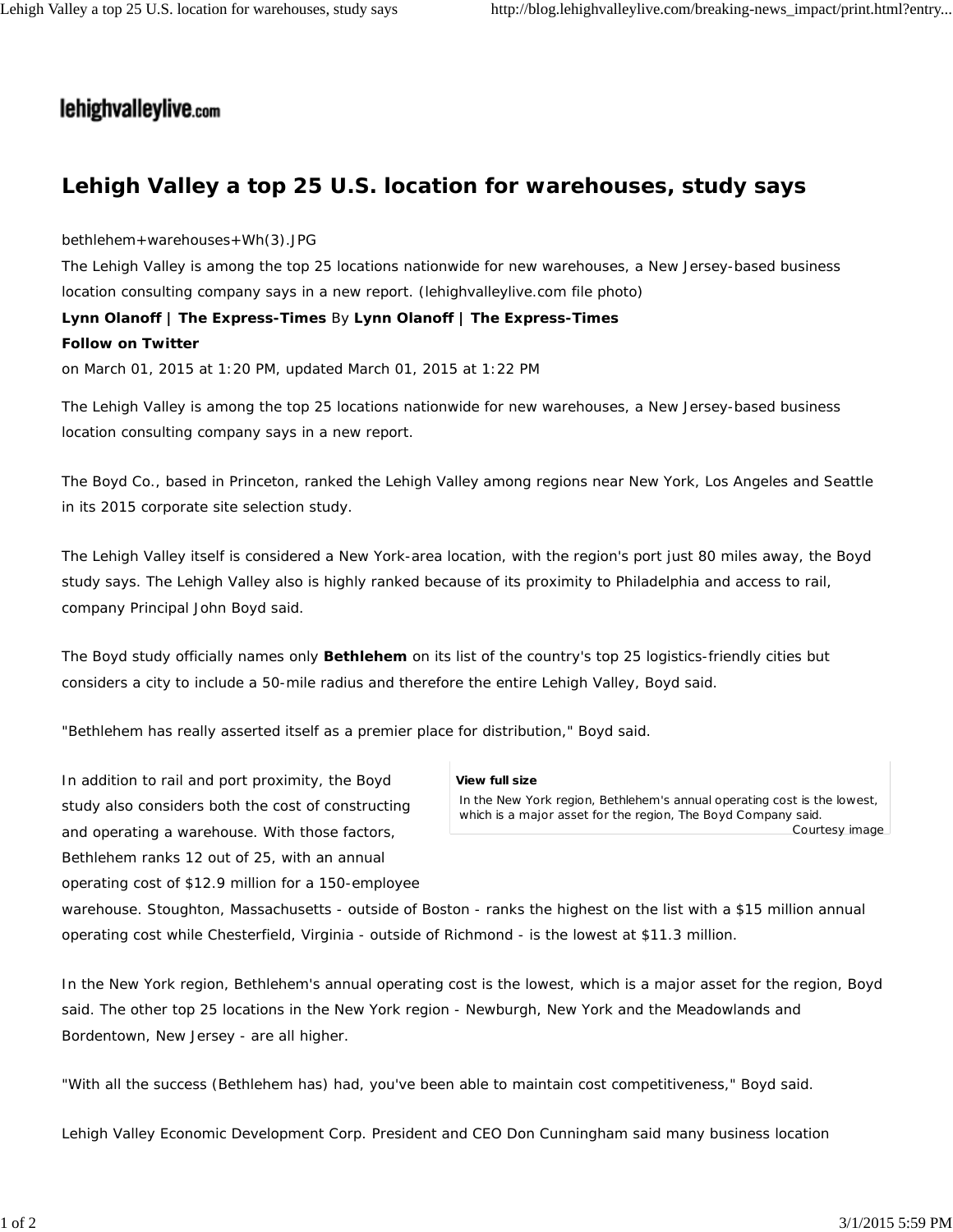lehighvalleylive.com

# Lehigh Valley a top 25 U.S. location for warehouses, study says

bethlehem+warehouses+Wh(3).JPG

The Lehigh Valley is among the top 25 locations nationwide for new warehouses, a New Jersey-based business location consulting company says in a new report. (lehighvalleylive.com file photo)

**Lynn Olanoff | The Express-Times** By **Lynn Olanoff | The Express-Times**

**Follow on Twitter**

on March 01, 2015 at 1:20 PM, updated March 01, 2015 at 1:22 PM

The Lehigh Valley is among the top 25 locations nationwide for new warehouses, a New Jersey-based business location consulting company says in a new report.

The Boyd Co., based in Princeton, ranked the Lehigh Valley among regions near New York, Los Angeles and Seattle in its 2015 corporate site selection study.

The Lehigh Valley itself is considered a New York-area location, with the region's port just 80 miles away, the Boyd study says. The Lehigh Valley also is highly ranked because of its proximity to Philadelphia and access to rail, company Principal John Boyd said.

The Boyd study officially names only **Bethlehem** on its list of the country's top 25 logistics-friendly cities but considers a city to include a 50-mile radius and therefore the entire Lehigh Valley, Boyd said.

"Bethlehem has really asserted itself as a premier place for distribution," Boyd said.

In addition to rail and port proximity, the Boyd study also considers both the cost of constructing and operating a warehouse. With those factors, Bethlehem ranks 12 out of 25, with an annual operating cost of $12.9 million for a 150-employee warehouse. Stoughton, Massachusetts - outside of Boston - ranks the highest on the list with a $15 million annual operating cost while Chesterfield, Virginia - outside of Richmond - is the lowest at $11.3 million.

**View full size**

In the New York region, Bethlehem's annual operating cost is the lowest, which is a major asset for the region, The Boyd Company said.

Courtesy image

In the New York region, Bethlehem's annual operating cost is the lowest, which is a major asset for the region, Boyd said. The other top 25 locations in the New York region - Newburgh, New York and the Meadowlands and Bordentown, New Jersey - are all higher.

"With all the success (Bethlehem has) had, you've been able to maintain cost competitiveness," Boyd said.

Lehigh Valley Economic Development Corp. President and CEO Don Cunningham said many business location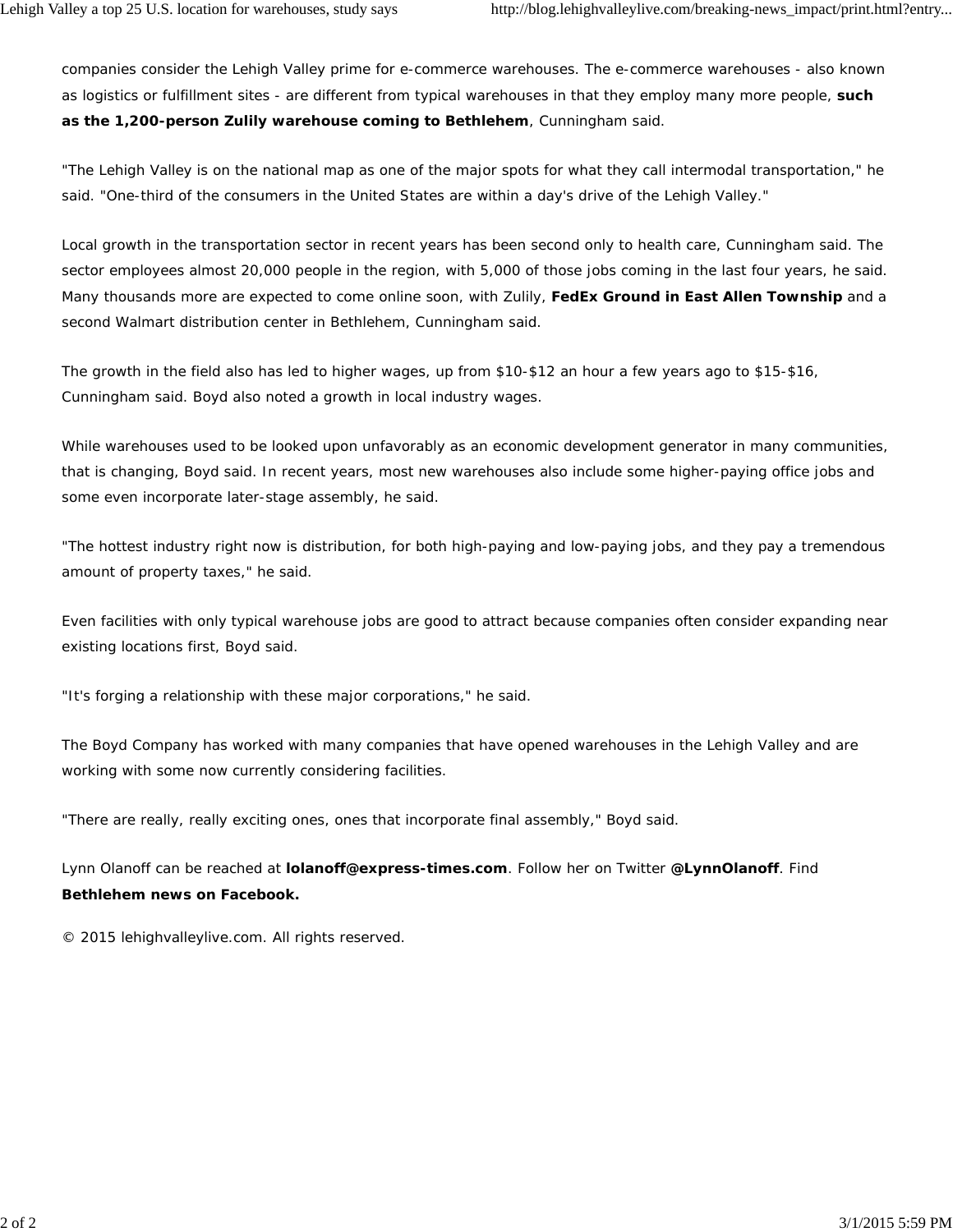companies consider the Lehigh Valley prime for e-commerce warehouses. The e-commerce warehouses - also known as logistics or fulfillment sites - are different from typical warehouses in that they employ many more people, **such as the 1,200-person Zulily warehouse coming to Bethlehem**, Cunningham said.

"The Lehigh Valley is on the national map as one of the major spots for what they call intermodal transportation," he said. "One-third of the consumers in the United States are within a day's drive of the Lehigh Valley."

Local growth in the transportation sector in recent years has been second only to health care, Cunningham said. The sector employees almost 20,000 people in the region, with 5,000 of those jobs coming in the last four years, he said. Many thousands more are expected to come online soon, with Zulily, **FedEx Ground in East Allen Township** and a second Walmart distribution center in Bethlehem, Cunningham said.

The growth in the field also has led to higher wages, up from $10-$12 an hour a few years ago to $15-$16, Cunningham said. Boyd also noted a growth in local industry wages.

While warehouses used to be looked upon unfavorably as an economic development generator in many communities, that is changing, Boyd said. In recent years, most new warehouses also include some higher-paying office jobs and some even incorporate later-stage assembly, he said.

"The hottest industry right now is distribution, for both high-paying and low-paying jobs, and they pay a tremendous amount of property taxes," he said.

Even facilities with only typical warehouse jobs are good to attract because companies often consider expanding near existing locations first, Boyd said.

"It's forging a relationship with these major corporations," he said.

The Boyd Company has worked with many companies that have opened warehouses in the Lehigh Valley and are working with some now currently considering facilities.

"There are really, really exciting ones, ones that incorporate final assembly," Boyd said.

Lynn Olanoff can be reached at **lolanoff@express-times.com**. Follow her on Twitter **@LynnOlanoff**. Find **Bethlehem news on Facebook.**

© 2015 lehighvalleylive.com. All rights reserved.